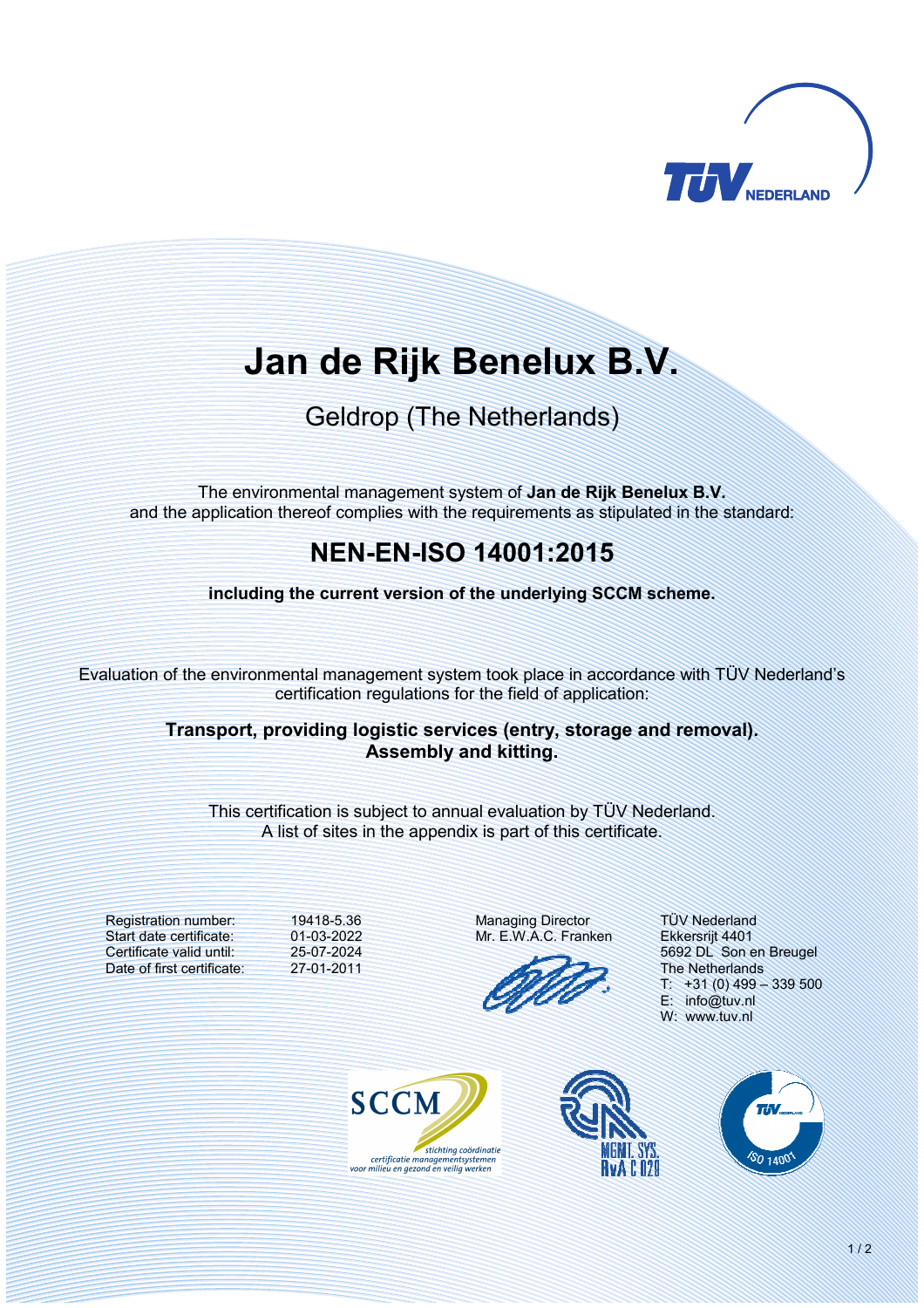# Jan de Rijk Benelux B.V.

## Geldrop (The Netherlands)

The environmental management system of **Jan de Rijk Benelux B.V.** and the application thereof complies with the requirements as stipulated in the standard:

## NEN-EN-ISO 14001:2015

**including the current version of the underlying SCCM scheme.**

Evaluation of the environmental management system took place in accordance with TÜV Nederland's certification regulations for the field of application:

**Transport, providing logistic services (entry, storage and removal). Assembly and kitting.**

This certification is subject to annual evaluation by TÜV Nederland.
A list of sites in the appendix is part of this certificate.

| | |
|---|---|
| Registration number: | 19418-5.36 |
| Start date certificate: | 01-03-2022 |
| Certificate valid until: | 25-07-2024 |
| Date of first certificate: | 27-01-2011 |

Managing Director
Mr. E.W.A.C. Franken

TÜV Nederland
Ekkersrijt 4401
5692 DL Son en Breugel
The Netherlands
T: +31 (0) 499 – 339 500
E: info@tuv.nl
W: www.tuv.nl

SCCM stichting coördinatie certificatie managementsystemen voor milieu en gezond en veilig werken

MGMT. SYS. RvA C 028

ISO 14001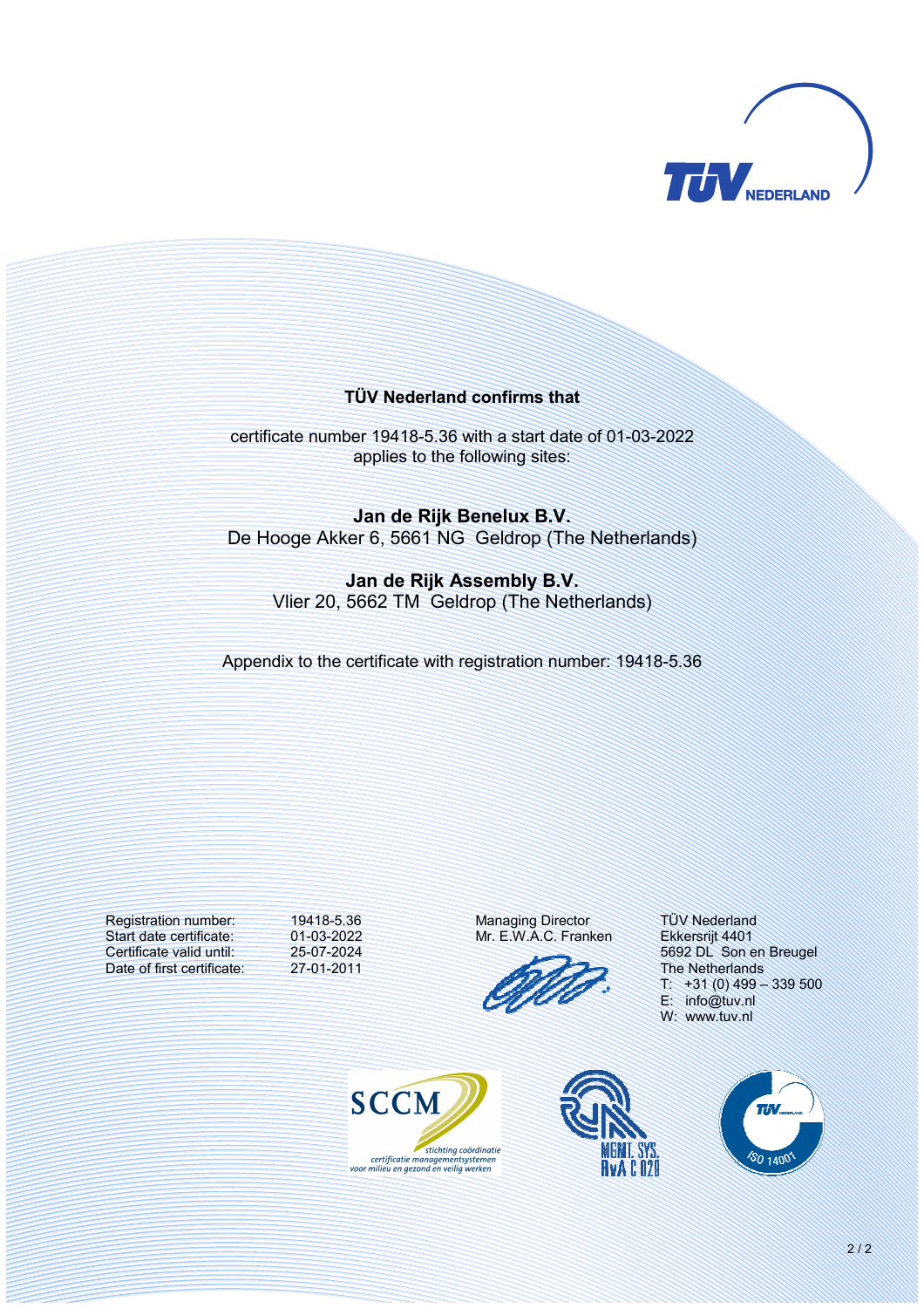**TÜV Nederland confirms that**

certificate number 19418-5.36 with a start date of 01-03-2022
applies to the following sites:

**Jan de Rijk Benelux B.V.**
De Hooge Akker 6, 5661 NG Geldrop (The Netherlands)

**Jan de Rijk Assembly B.V.**
Vlier 20, 5662 TM Geldrop (The Netherlands)

Appendix to the certificate with registration number: 19418-5.36

| | |
|---|---|
| Registration number: | 19418-5.36 |
| Start date certificate: | 01-03-2022 |
| Certificate valid until: | 25-07-2024 |
| Date of first certificate: | 27-01-2011 |

Managing Director
Mr. E.W.A.C. Franken

TÜV Nederland
Ekkersrijt 4401
5692 DL Son en Breugel
The Netherlands
T: +31 (0) 499 – 339 500
E: info@tuv.nl
W: www.tuv.nl

SCCM
stichting coördinatie certificatie managementsystemen voor milieu en gezond en veilig werken

MGMT. SYS.
RvA C 029

ISO 14001